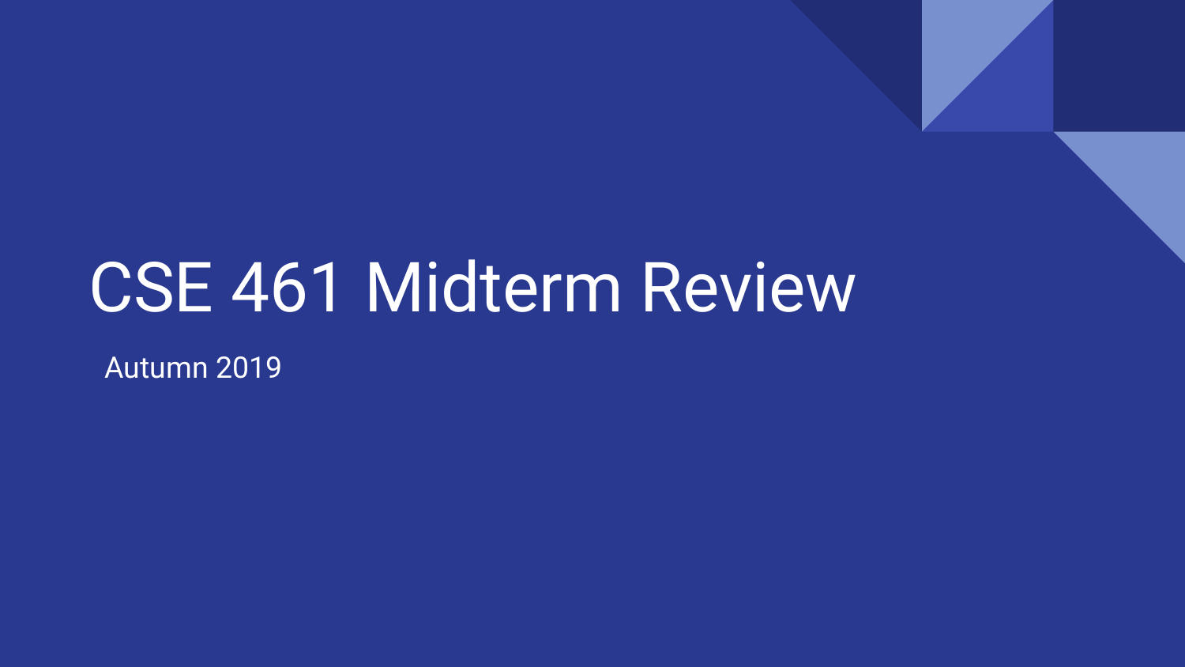# CSE 461 Midterm Review

Autumn 2019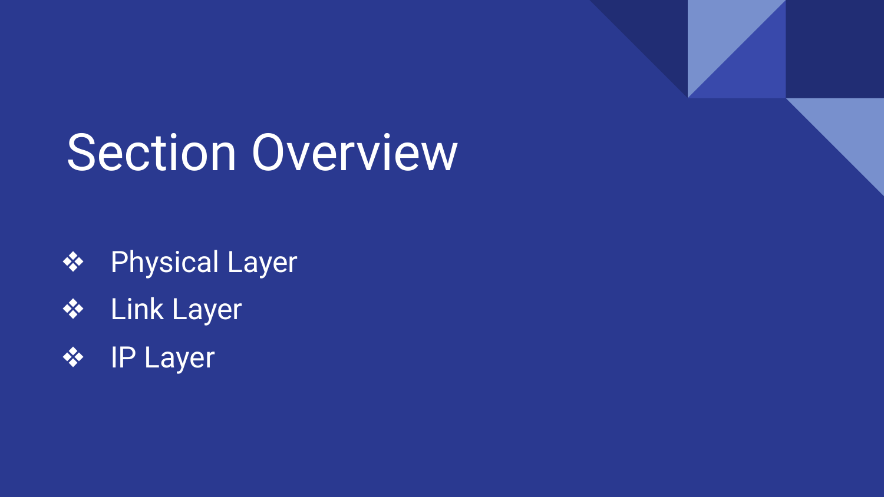# Section Overview

- Physical Layer
- Link Layer
- IP Layer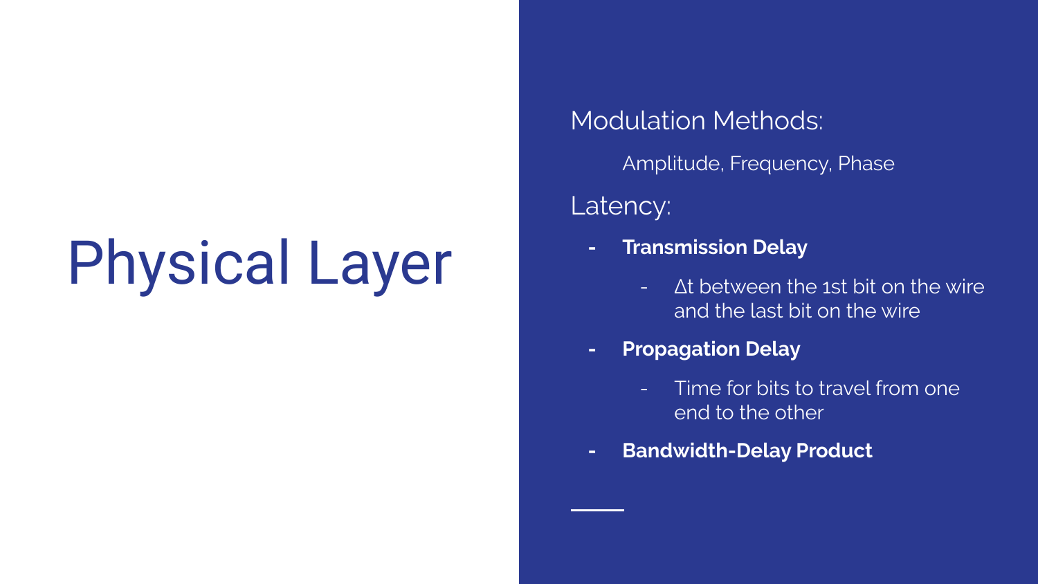# Physical Layer

Modulation Methods:

Amplitude, Frequency, Phase

Latency:

- **Transmission Delay**
  - Δt between the 1st bit on the wire and the last bit on the wire
- **Propagation Delay**
  - Time for bits to travel from one end to the other
- **Bandwidth-Delay Product**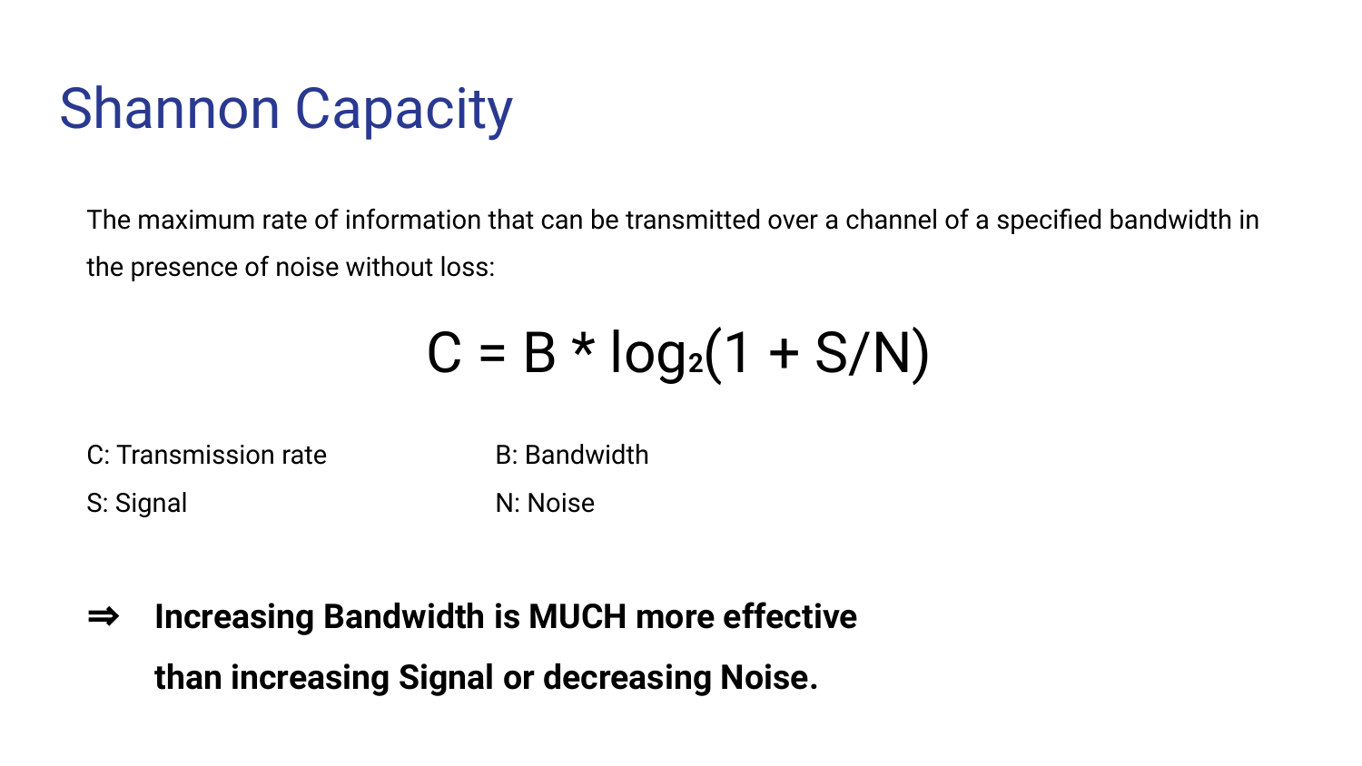# Shannon Capacity

The maximum rate of information that can be transmitted over a channel of a specified bandwidth in the presence of noise without loss:

$$C = B * \log_2(1 + S/N)$$

C: Transmission rate

B: Bandwidth

S: Signal

N: Noise

⇒ **Increasing Bandwidth is MUCH more effective than increasing Signal or decreasing Noise.**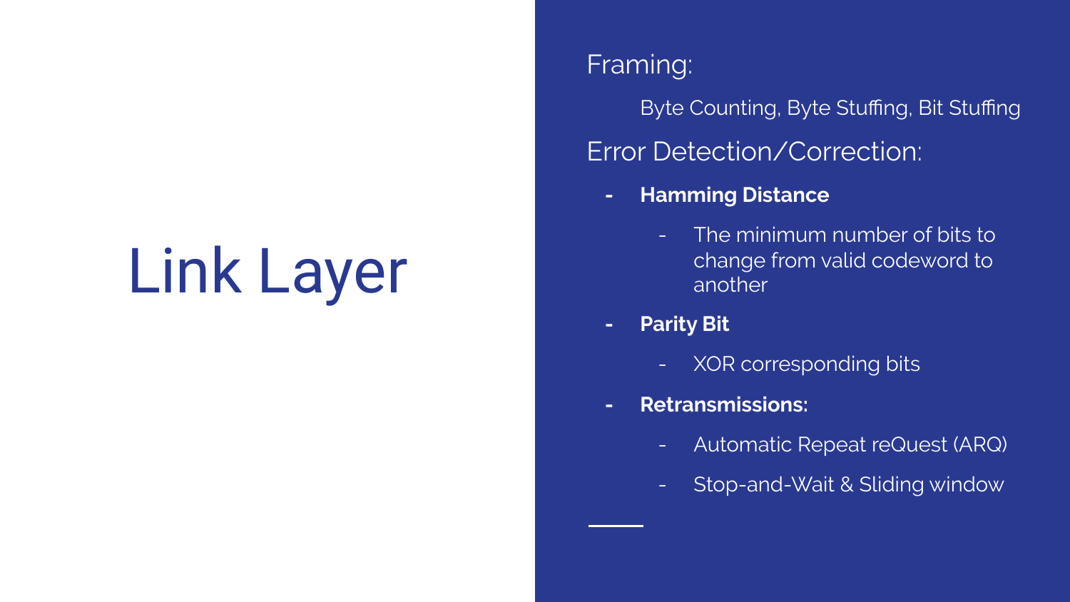# Link Layer

Framing:

Byte Counting, Byte Stuffing, Bit Stuffing

Error Detection/Correction:

- **Hamming Distance**
  - The minimum number of bits to change from valid codeword to another
- **Parity Bit**
  - XOR corresponding bits
- **Retransmissions:**
  - Automatic Repeat reQuest (ARQ)
  - Stop-and-Wait & Sliding window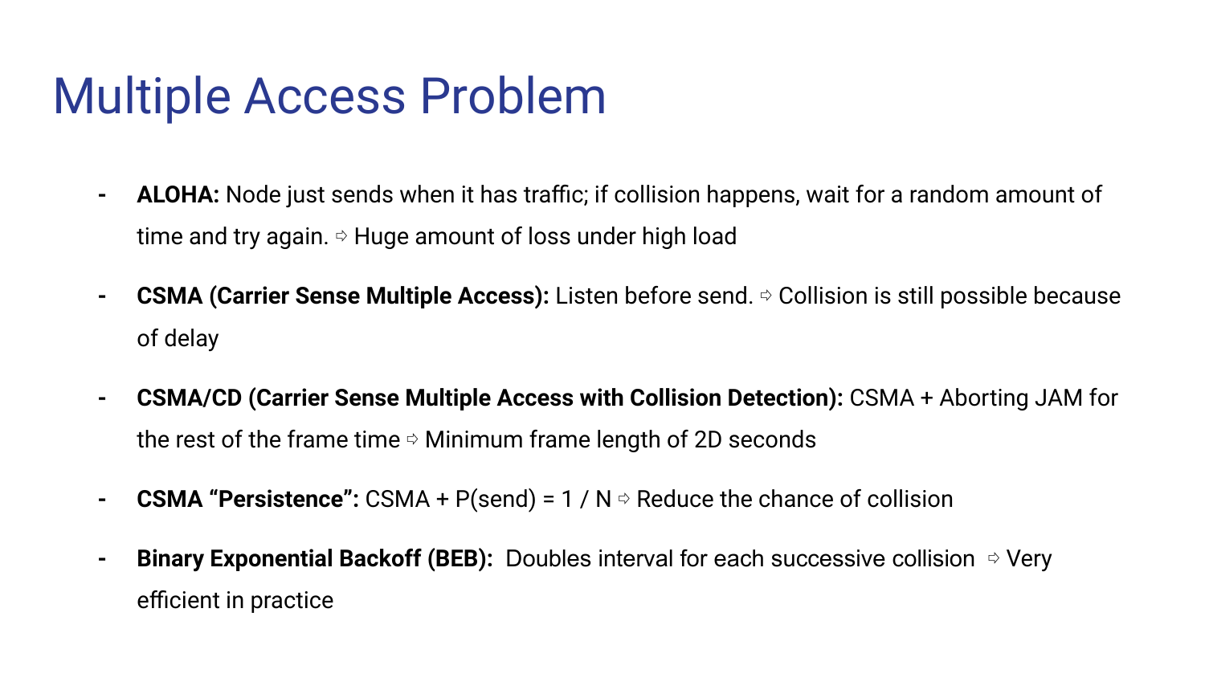# Multiple Access Problem

- **ALOHA:** Node just sends when it has traffic; if collision happens, wait for a random amount of time and try again. ⇨ Huge amount of loss under high load
- **CSMA (Carrier Sense Multiple Access):** Listen before send. ⇨ Collision is still possible because of delay
- **CSMA/CD (Carrier Sense Multiple Access with Collision Detection):** CSMA + Aborting JAM for the rest of the frame time ⇨ Minimum frame length of 2D seconds
- **CSMA "Persistence":** CSMA + P(send) = 1 / N ⇨ Reduce the chance of collision
- **Binary Exponential Backoff (BEB):** Doubles interval for each successive collision ⇨ Very efficient in practice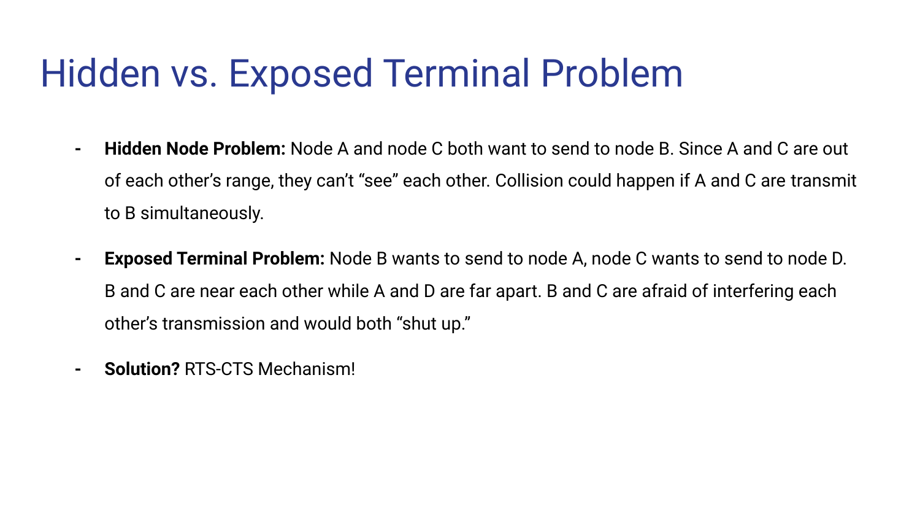# Hidden vs. Exposed Terminal Problem

- **Hidden Node Problem:** Node A and node C both want to send to node B. Since A and C are out of each other's range, they can't "see" each other. Collision could happen if A and C are transmit to B simultaneously.
- **Exposed Terminal Problem:** Node B wants to send to node A, node C wants to send to node D. B and C are near each other while A and D are far apart. B and C are afraid of interfering each other's transmission and would both "shut up."
- **Solution?** RTS-CTS Mechanism!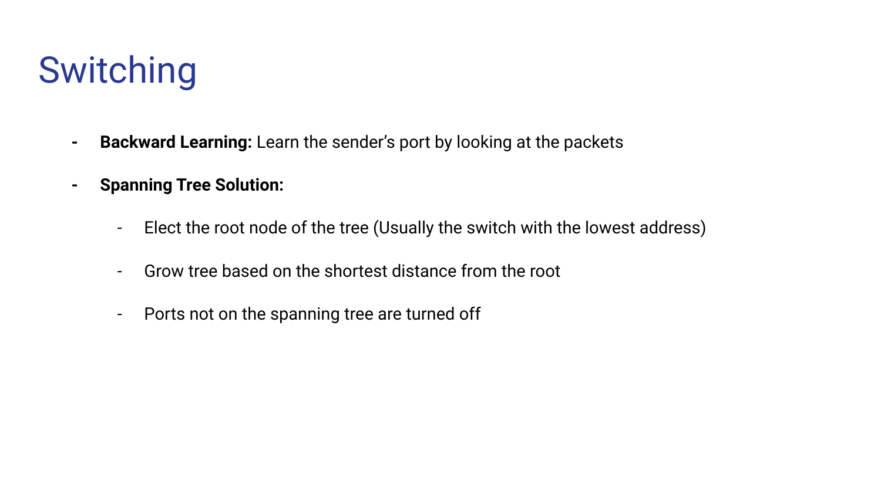# Switching

- **Backward Learning:** Learn the sender's port by looking at the packets
- **Spanning Tree Solution:**
  - Elect the root node of the tree (Usually the switch with the lowest address)
  - Grow tree based on the shortest distance from the root
  - Ports not on the spanning tree are turned off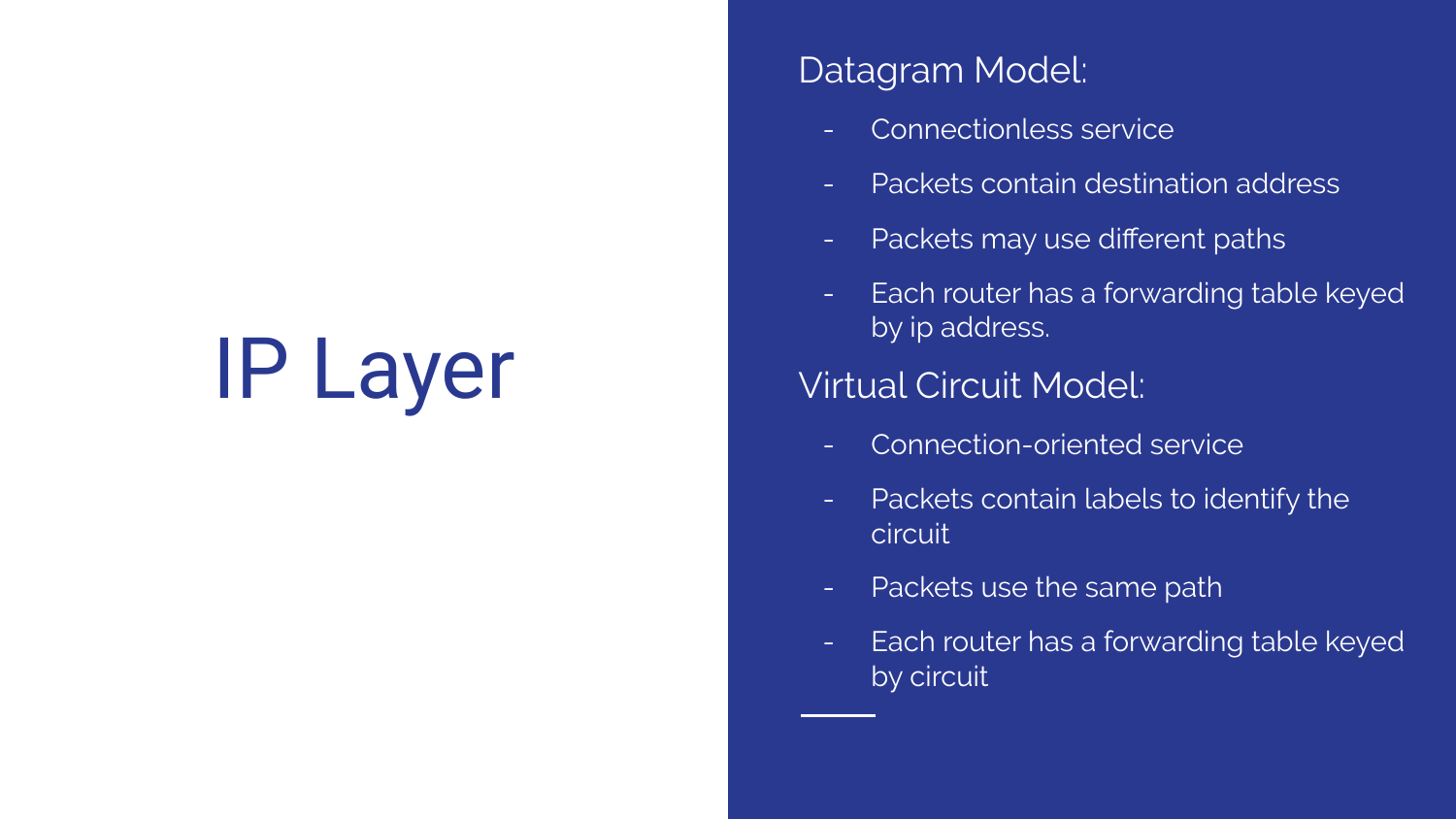# IP Layer

Datagram Model:

- Connectionless service
- Packets contain destination address
- Packets may use different paths
- Each router has a forwarding table keyed by ip address.

Virtual Circuit Model:

- Connection-oriented service
- Packets contain labels to identify the circuit
- Packets use the same path
- Each router has a forwarding table keyed by circuit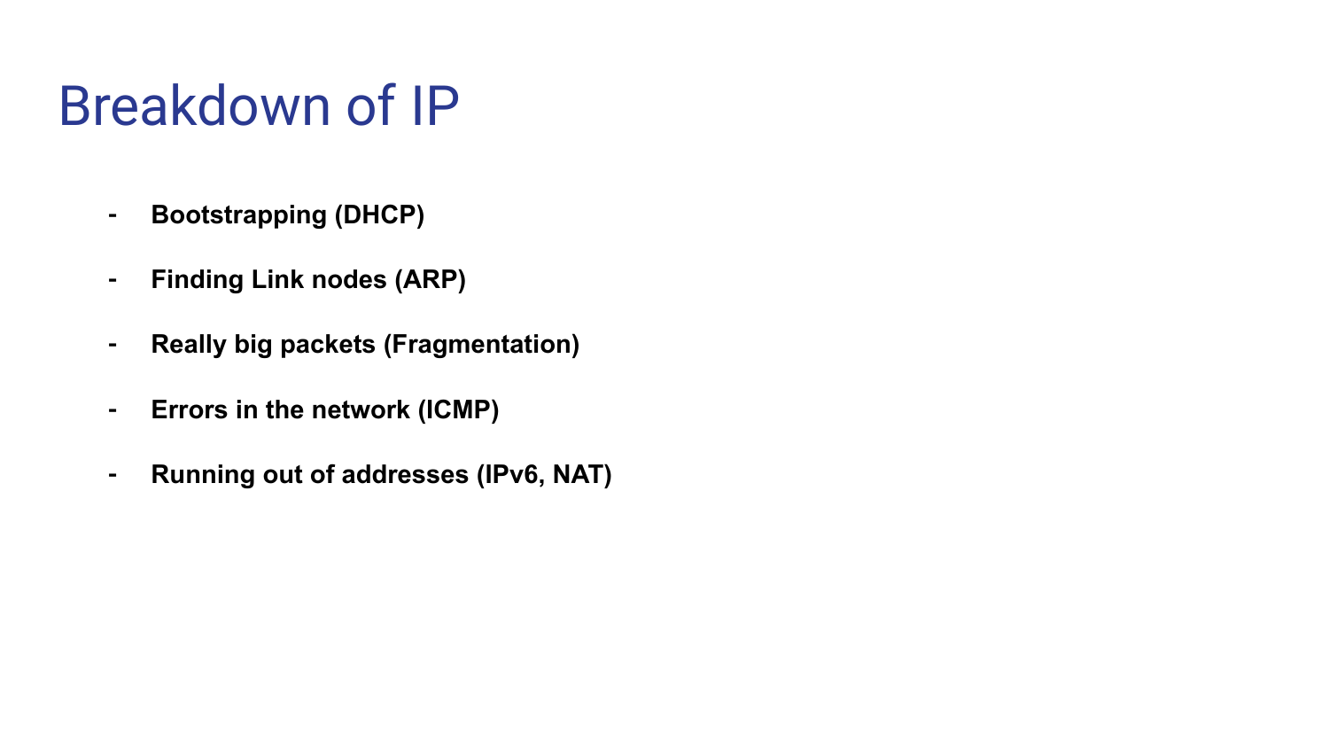# Breakdown of IP

- **Bootstrapping (DHCP)**
- **Finding Link nodes (ARP)**
- **Really big packets (Fragmentation)**
- **Errors in the network (ICMP)**
- **Running out of addresses (IPv6, NAT)**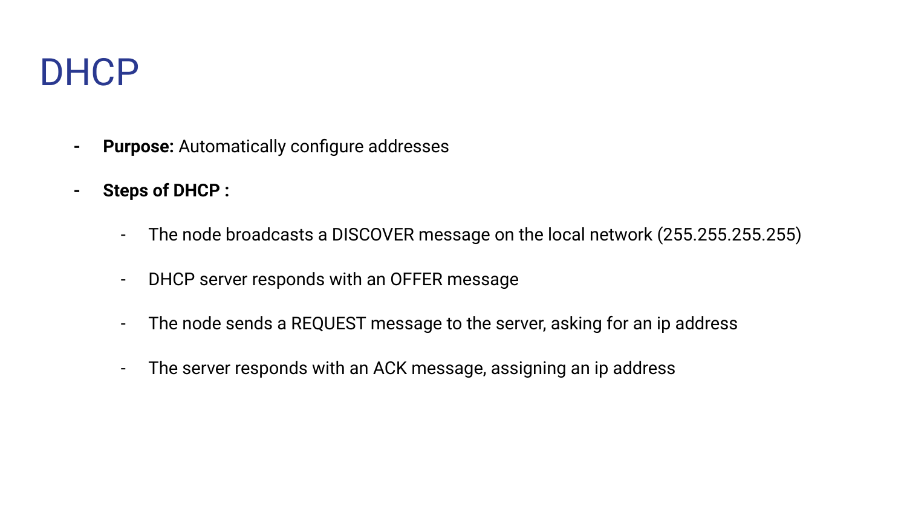# DHCP

- **Purpose:** Automatically configure addresses
- **Steps of DHCP :**
  - The node broadcasts a DISCOVER message on the local network (255.255.255.255)
  - DHCP server responds with an OFFER message
  - The node sends a REQUEST message to the server, asking for an ip address
  - The server responds with an ACK message, assigning an ip address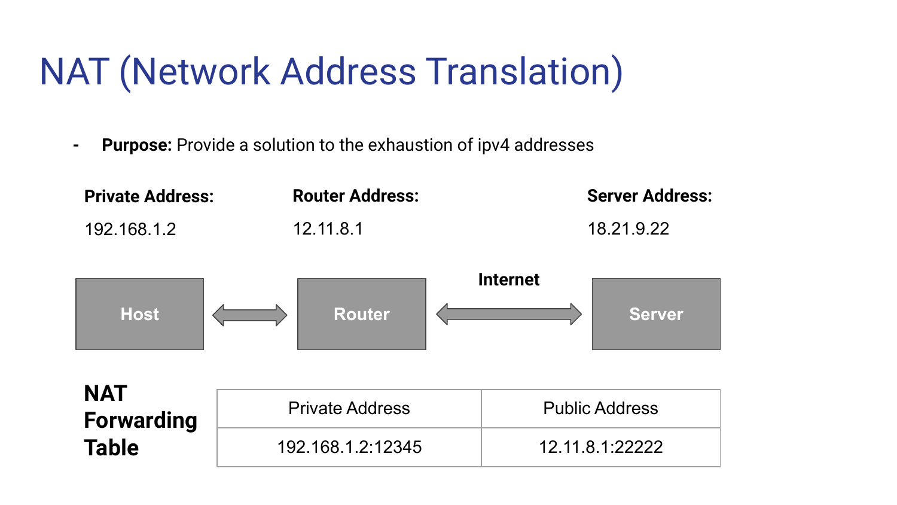# NAT (Network Address Translation)

- **Purpose:** Provide a solution to the exhaustion of ipv4 addresses

**Private Address:**

192.168.1.2

**Router Address:**

12.11.8.1

**Server Address:**

18.21.9.22

Host ⟷ Router ⟷ (Internet) ⟷ Server

**NAT Forwarding Table**

| Private Address | Public Address |
| --- | --- |
| 192.168.1.2:12345 | 12.11.8.1:22222 |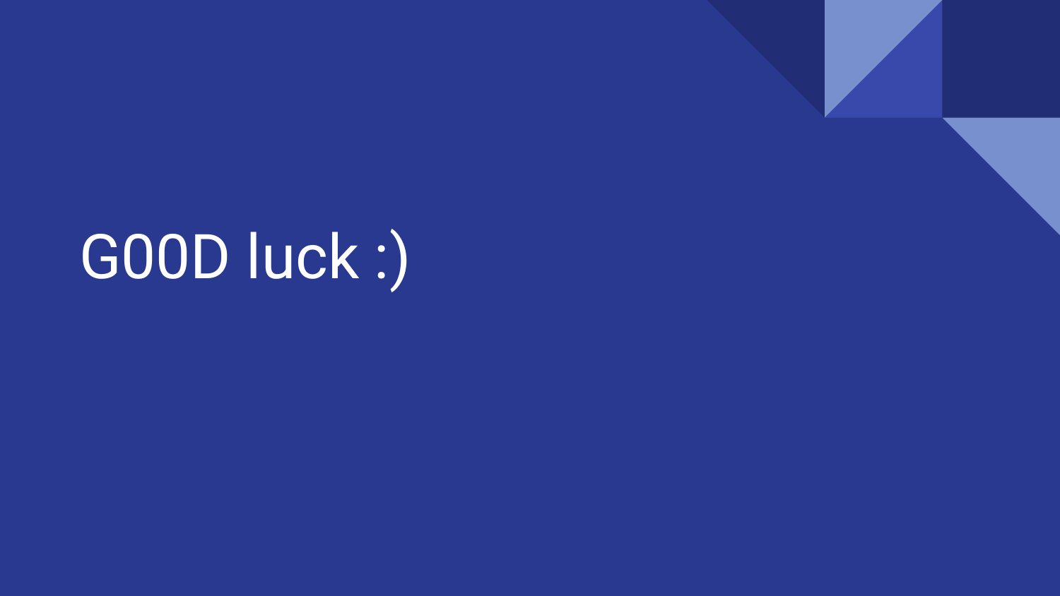# G00D luck :)